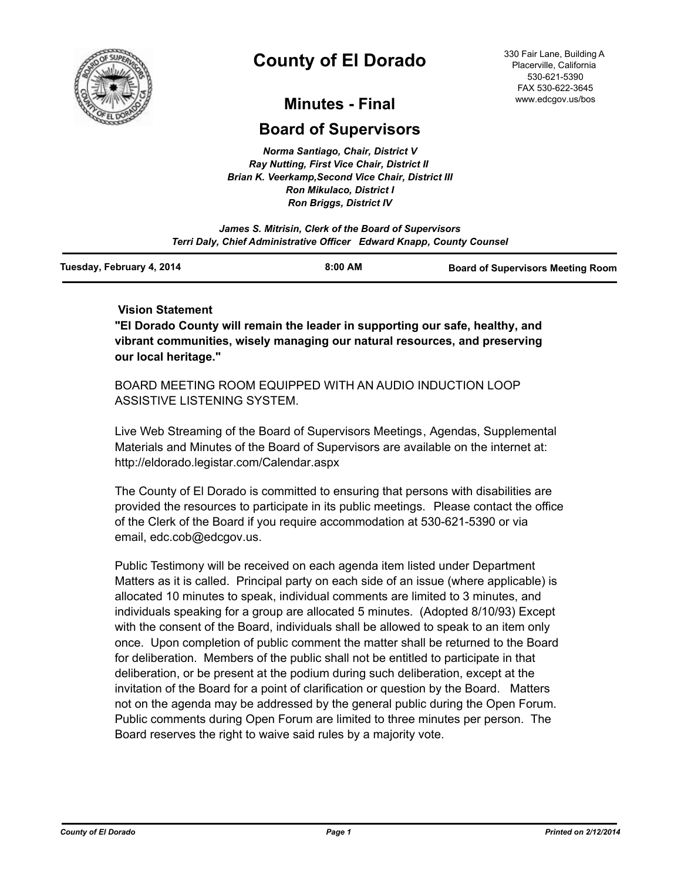# County of El Dorado

330 Fair Lane, Building A
Placerville, California
530-621-5390
FAX 530-622-3645
www.edcgov.us/bos

## Minutes - Final

## Board of Supervisors

*Norma Santiago, Chair, District V*
*Ray Nutting, First Vice Chair, District II*
*Brian K. Veerkamp,Second Vice Chair, District III*
*Ron Mikulaco, District I*
*Ron Briggs, District IV*

*James S. Mitrisin, Clerk of the Board of Supervisors*
*Terri Daly, Chief Administrative Officer Edward Knapp, County Counsel*

**Tuesday, February 4, 2014** **8:00 AM** **Board of Supervisors Meeting Room**

**Vision Statement**

**"El Dorado County will remain the leader in supporting our safe, healthy, and vibrant communities, wisely managing our natural resources, and preserving our local heritage."**

BOARD MEETING ROOM EQUIPPED WITH AN AUDIO INDUCTION LOOP ASSISTIVE LISTENING SYSTEM.

Live Web Streaming of the Board of Supervisors Meetings, Agendas, Supplemental Materials and Minutes of the Board of Supervisors are available on the internet at: http://eldorado.legistar.com/Calendar.aspx

The County of El Dorado is committed to ensuring that persons with disabilities are provided the resources to participate in its public meetings. Please contact the office of the Clerk of the Board if you require accommodation at 530-621-5390 or via email, edc.cob@edcgov.us.

Public Testimony will be received on each agenda item listed under Department Matters as it is called. Principal party on each side of an issue (where applicable) is allocated 10 minutes to speak, individual comments are limited to 3 minutes, and individuals speaking for a group are allocated 5 minutes. (Adopted 8/10/93) Except with the consent of the Board, individuals shall be allowed to speak to an item only once. Upon completion of public comment the matter shall be returned to the Board for deliberation. Members of the public shall not be entitled to participate in that deliberation, or be present at the podium during such deliberation, except at the invitation of the Board for a point of clarification or question by the Board. Matters not on the agenda may be addressed by the general public during the Open Forum. Public comments during Open Forum are limited to three minutes per person. The Board reserves the right to waive said rules by a majority vote.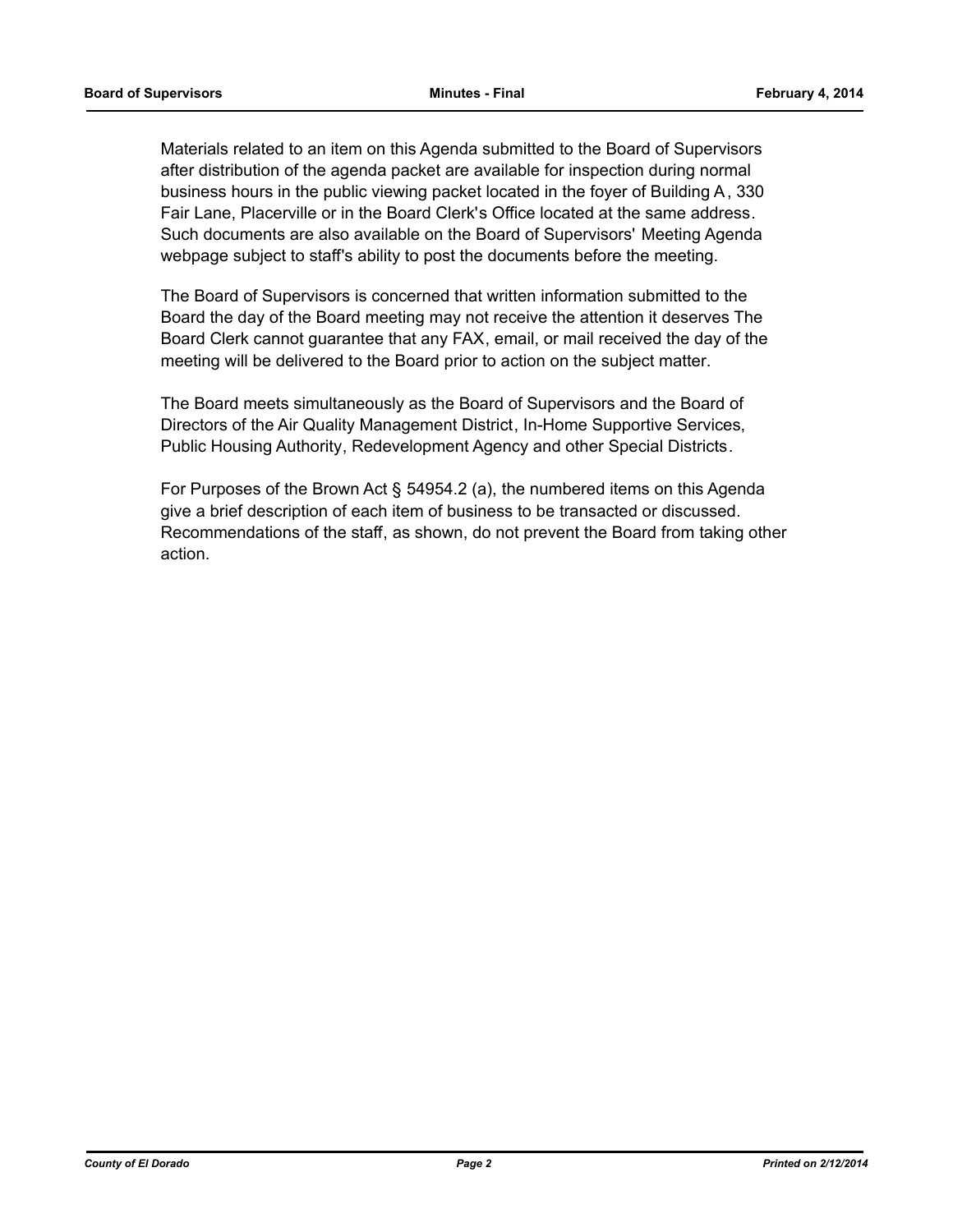Materials related to an item on this Agenda submitted to the Board of Supervisors after distribution of the agenda packet are available for inspection during normal business hours in the public viewing packet located in the foyer of Building A, 330 Fair Lane, Placerville or in the Board Clerk's Office located at the same address. Such documents are also available on the Board of Supervisors' Meeting Agenda webpage subject to staff's ability to post the documents before the meeting.

The Board of Supervisors is concerned that written information submitted to the Board the day of the Board meeting may not receive the attention it deserves The Board Clerk cannot guarantee that any FAX, email, or mail received the day of the meeting will be delivered to the Board prior to action on the subject matter.

The Board meets simultaneously as the Board of Supervisors and the Board of Directors of the Air Quality Management District, In-Home Supportive Services, Public Housing Authority, Redevelopment Agency and other Special Districts.

For Purposes of the Brown Act § 54954.2 (a), the numbered items on this Agenda give a brief description of each item of business to be transacted or discussed. Recommendations of the staff, as shown, do not prevent the Board from taking other action.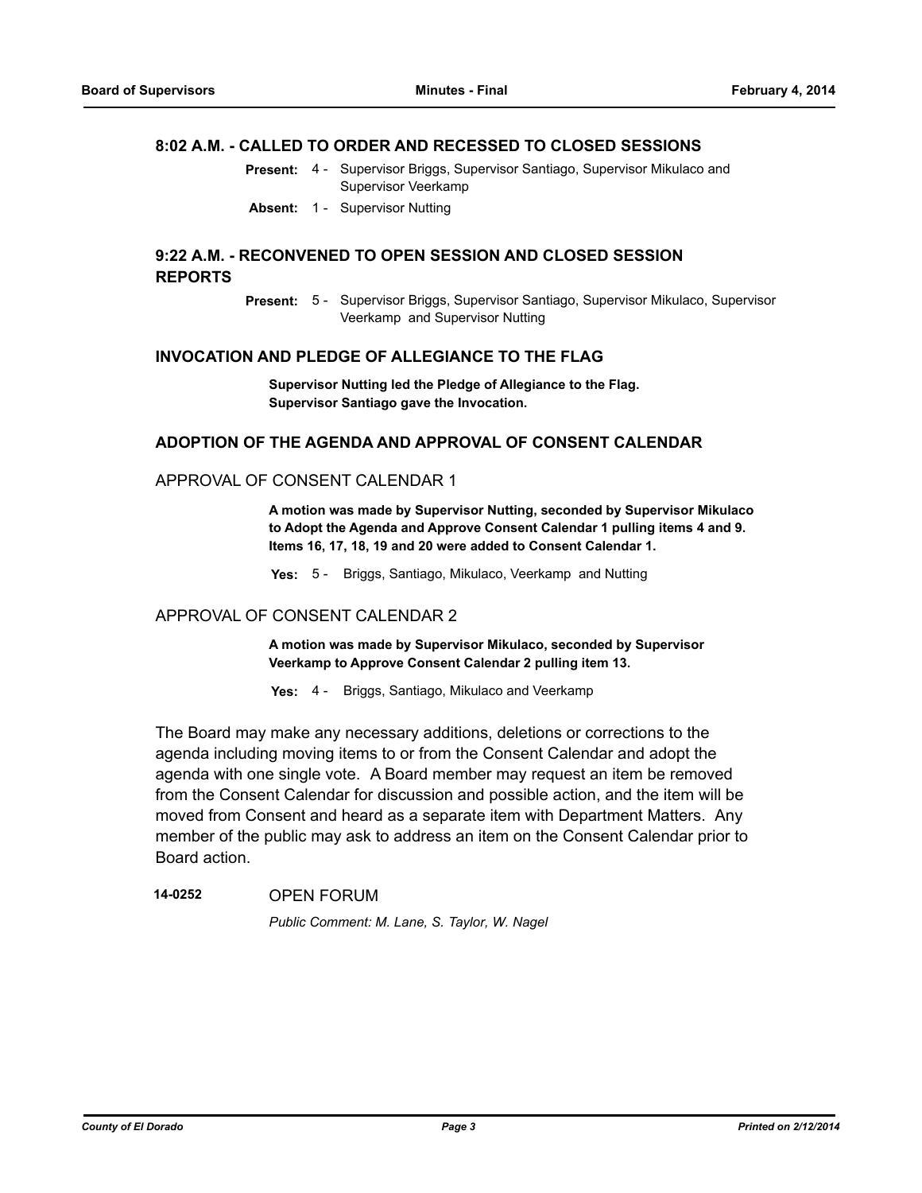### 8:02 A.M. - CALLED TO ORDER AND RECESSED TO CLOSED SESSIONS

**Present:** 4 - Supervisor Briggs, Supervisor Santiago, Supervisor Mikulaco and Supervisor Veerkamp

**Absent:** 1 - Supervisor Nutting

### 9:22 A.M. - RECONVENED TO OPEN SESSION AND CLOSED SESSION REPORTS

**Present:** 5 - Supervisor Briggs, Supervisor Santiago, Supervisor Mikulaco, Supervisor Veerkamp and Supervisor Nutting

### INVOCATION AND PLEDGE OF ALLEGIANCE TO THE FLAG

**Supervisor Nutting led the Pledge of Allegiance to the Flag.**
**Supervisor Santiago gave the Invocation.**

### ADOPTION OF THE AGENDA AND APPROVAL OF CONSENT CALENDAR

#### APPROVAL OF CONSENT CALENDAR 1

**A motion was made by Supervisor Nutting, seconded by Supervisor Mikulaco to Adopt the Agenda and Approve Consent Calendar 1 pulling items 4 and 9. Items 16, 17, 18, 19 and 20 were added to Consent Calendar 1.**

**Yes:** 5 - Briggs, Santiago, Mikulaco, Veerkamp and Nutting

#### APPROVAL OF CONSENT CALENDAR 2

**A motion was made by Supervisor Mikulaco, seconded by Supervisor Veerkamp to Approve Consent Calendar 2 pulling item 13.**

**Yes:** 4 - Briggs, Santiago, Mikulaco and Veerkamp

The Board may make any necessary additions, deletions or corrections to the agenda including moving items to or from the Consent Calendar and adopt the agenda with one single vote. A Board member may request an item be removed from the Consent Calendar for discussion and possible action, and the item will be moved from Consent and heard as a separate item with Department Matters. Any member of the public may ask to address an item on the Consent Calendar prior to Board action.

**14-0252** OPEN FORUM

*Public Comment: M. Lane, S. Taylor, W. Nagel*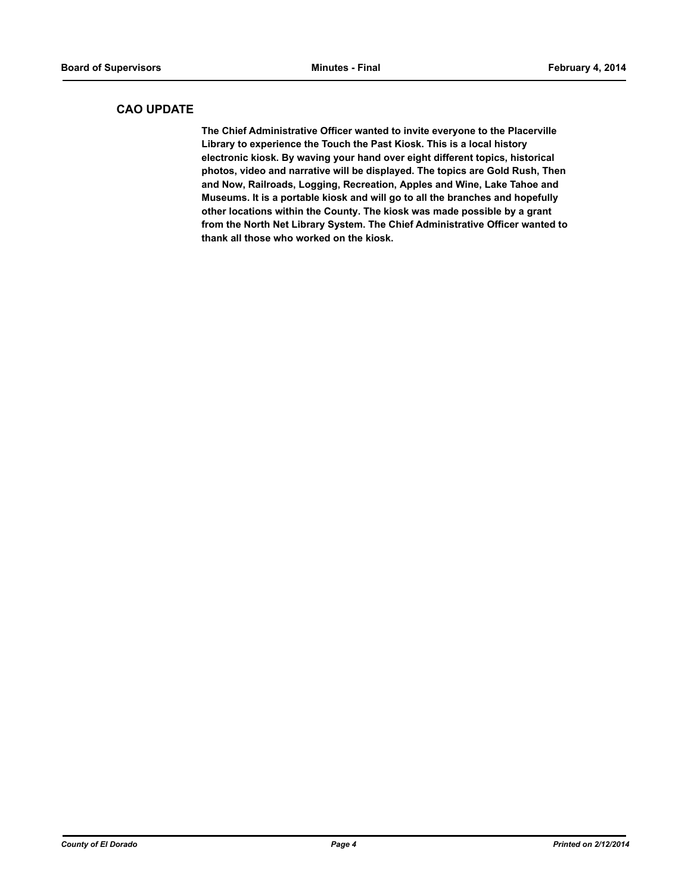## CAO UPDATE

**The Chief Administrative Officer wanted to invite everyone to the Placerville Library to experience the Touch the Past Kiosk. This is a local history electronic kiosk. By waving your hand over eight different topics, historical photos, video and narrative will be displayed. The topics are Gold Rush, Then and Now, Railroads, Logging, Recreation, Apples and Wine, Lake Tahoe and Museums. It is a portable kiosk and will go to all the branches and hopefully other locations within the County. The kiosk was made possible by a grant from the North Net Library System. The Chief Administrative Officer wanted to thank all those who worked on the kiosk.**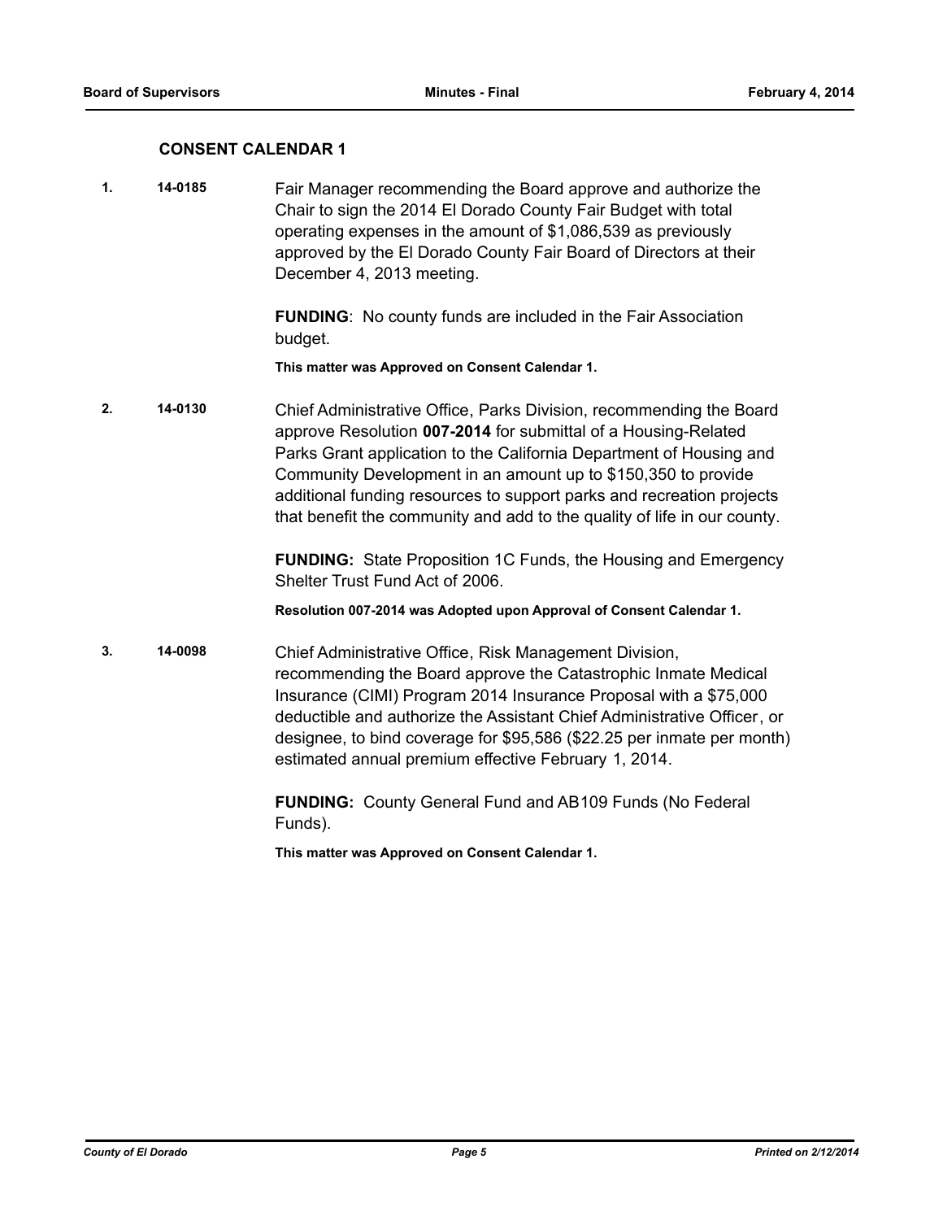## CONSENT CALENDAR 1

**1.** **14-0185** Fair Manager recommending the Board approve and authorize the Chair to sign the 2014 El Dorado County Fair Budget with total operating expenses in the amount of $1,086,539 as previously approved by the El Dorado County Fair Board of Directors at their December 4, 2013 meeting.

**FUNDING**: No county funds are included in the Fair Association budget.

**This matter was Approved on Consent Calendar 1.**

**2.** **14-0130** Chief Administrative Office, Parks Division, recommending the Board approve Resolution **007-2014** for submittal of a Housing-Related Parks Grant application to the California Department of Housing and Community Development in an amount up to $150,350 to provide additional funding resources to support parks and recreation projects that benefit the community and add to the quality of life in our county.

**FUNDING:** State Proposition 1C Funds, the Housing and Emergency Shelter Trust Fund Act of 2006.

**Resolution 007-2014 was Adopted upon Approval of Consent Calendar 1.**

**3.** **14-0098** Chief Administrative Office, Risk Management Division, recommending the Board approve the Catastrophic Inmate Medical Insurance (CIMI) Program 2014 Insurance Proposal with a $75,000 deductible and authorize the Assistant Chief Administrative Officer, or designee, to bind coverage for $95,586 ($22.25 per inmate per month) estimated annual premium effective February 1, 2014.

**FUNDING:** County General Fund and AB109 Funds (No Federal Funds).

**This matter was Approved on Consent Calendar 1.**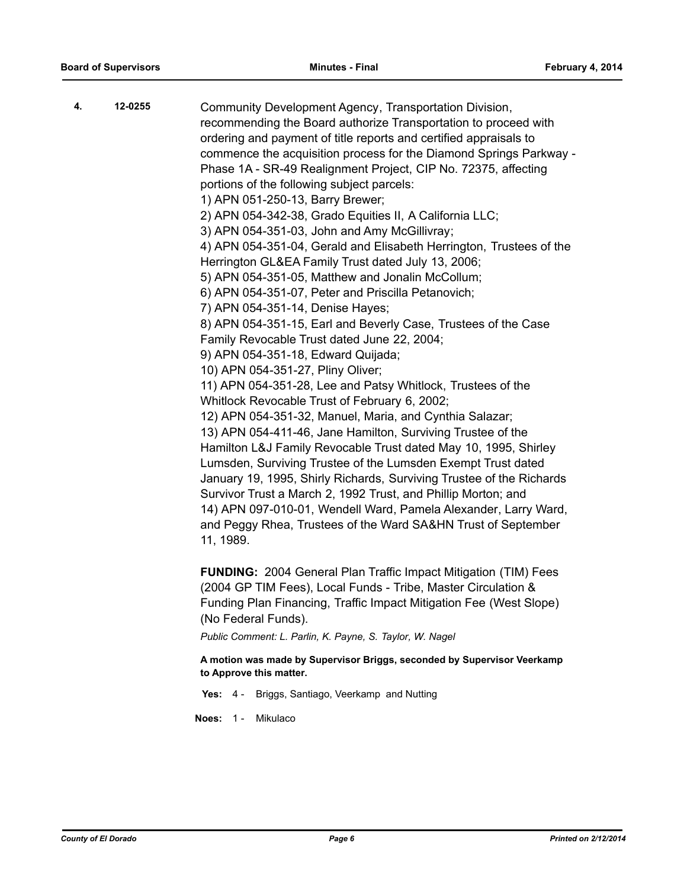**4.** **12-0255**

Community Development Agency, Transportation Division, recommending the Board authorize Transportation to proceed with ordering and payment of title reports and certified appraisals to commence the acquisition process for the Diamond Springs Parkway - Phase 1A - SR-49 Realignment Project, CIP No. 72375, affecting portions of the following subject parcels:

1) APN 051-250-13, Barry Brewer;
2) APN 054-342-38, Grado Equities II, A California LLC;
3) APN 054-351-03, John and Amy McGillivray;
4) APN 054-351-04, Gerald and Elisabeth Herrington, Trustees of the Herrington GL&EA Family Trust dated July 13, 2006;
5) APN 054-351-05, Matthew and Jonalin McCollum;
6) APN 054-351-07, Peter and Priscilla Petanovich;
7) APN 054-351-14, Denise Hayes;
8) APN 054-351-15, Earl and Beverly Case, Trustees of the Case Family Revocable Trust dated June 22, 2004;
9) APN 054-351-18, Edward Quijada;
10) APN 054-351-27, Pliny Oliver;
11) APN 054-351-28, Lee and Patsy Whitlock, Trustees of the Whitlock Revocable Trust of February 6, 2002;
12) APN 054-351-32, Manuel, Maria, and Cynthia Salazar;
13) APN 054-411-46, Jane Hamilton, Surviving Trustee of the Hamilton L&J Family Revocable Trust dated May 10, 1995, Shirley Lumsden, Surviving Trustee of the Lumsden Exempt Trust dated January 19, 1995, Shirly Richards, Surviving Trustee of the Richards Survivor Trust a March 2, 1992 Trust, and Phillip Morton; and
14) APN 097-010-01, Wendell Ward, Pamela Alexander, Larry Ward, and Peggy Rhea, Trustees of the Ward SA&HN Trust of September 11, 1989.

**FUNDING:** 2004 General Plan Traffic Impact Mitigation (TIM) Fees (2004 GP TIM Fees), Local Funds - Tribe, Master Circulation & Funding Plan Financing, Traffic Impact Mitigation Fee (West Slope) (No Federal Funds).

*Public Comment: L. Parlin, K. Payne, S. Taylor, W. Nagel*

**A motion was made by Supervisor Briggs, seconded by Supervisor Veerkamp to Approve this matter.**

**Yes:** 4 - Briggs, Santiago, Veerkamp and Nutting

**Noes:** 1 - Mikulaco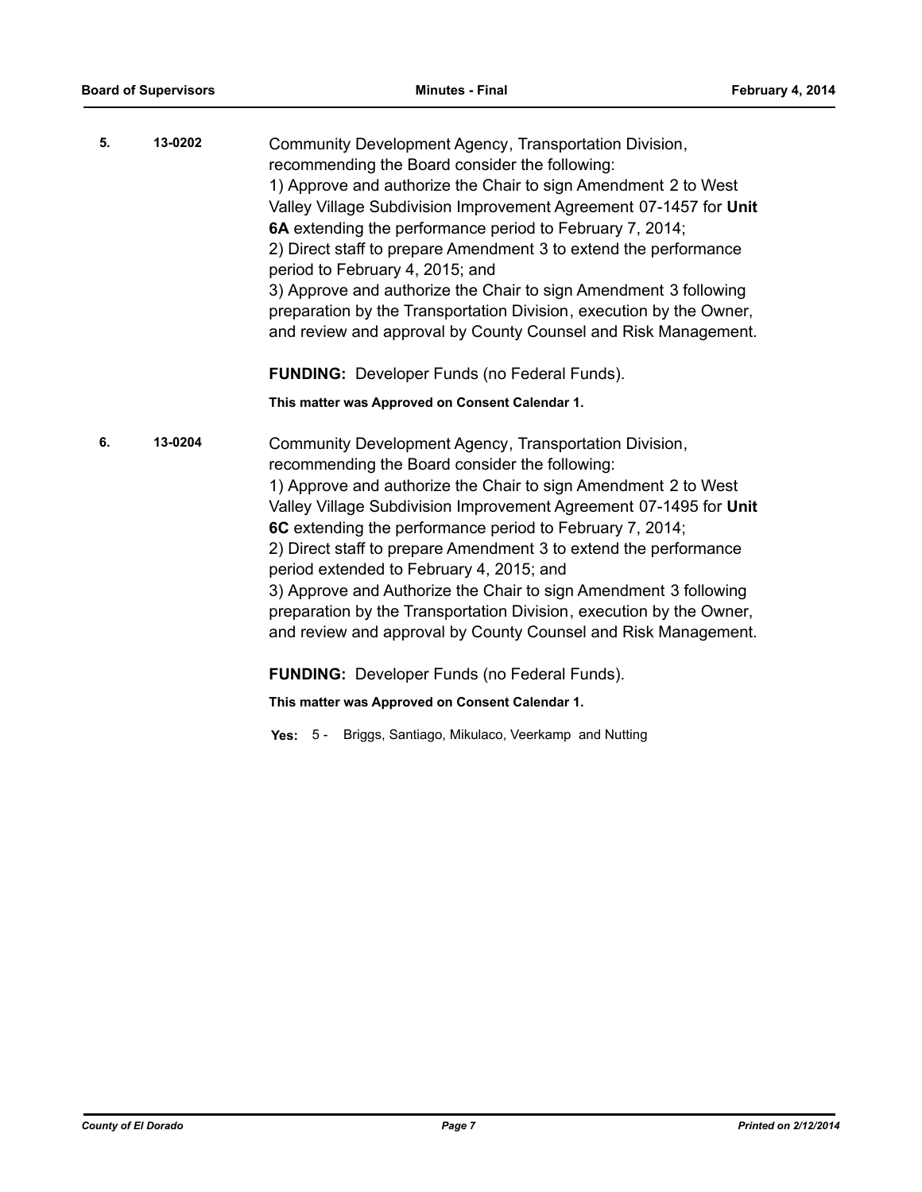**5.** **13-0202** Community Development Agency, Transportation Division, recommending the Board consider the following:

1) Approve and authorize the Chair to sign Amendment 2 to West Valley Village Subdivision Improvement Agreement 07-1457 for **Unit 6A** extending the performance period to February 7, 2014;
2) Direct staff to prepare Amendment 3 to extend the performance period to February 4, 2015; and
3) Approve and authorize the Chair to sign Amendment 3 following preparation by the Transportation Division, execution by the Owner, and review and approval by County Counsel and Risk Management.

**FUNDING:** Developer Funds (no Federal Funds).

**This matter was Approved on Consent Calendar 1.**

**6.** **13-0204** Community Development Agency, Transportation Division, recommending the Board consider the following:

1) Approve and authorize the Chair to sign Amendment 2 to West Valley Village Subdivision Improvement Agreement 07-1495 for **Unit 6C** extending the performance period to February 7, 2014;
2) Direct staff to prepare Amendment 3 to extend the performance period extended to February 4, 2015; and
3) Approve and Authorize the Chair to sign Amendment 3 following preparation by the Transportation Division, execution by the Owner, and review and approval by County Counsel and Risk Management.

**FUNDING:** Developer Funds (no Federal Funds).

**This matter was Approved on Consent Calendar 1.**

**Yes:** 5 - Briggs, Santiago, Mikulaco, Veerkamp and Nutting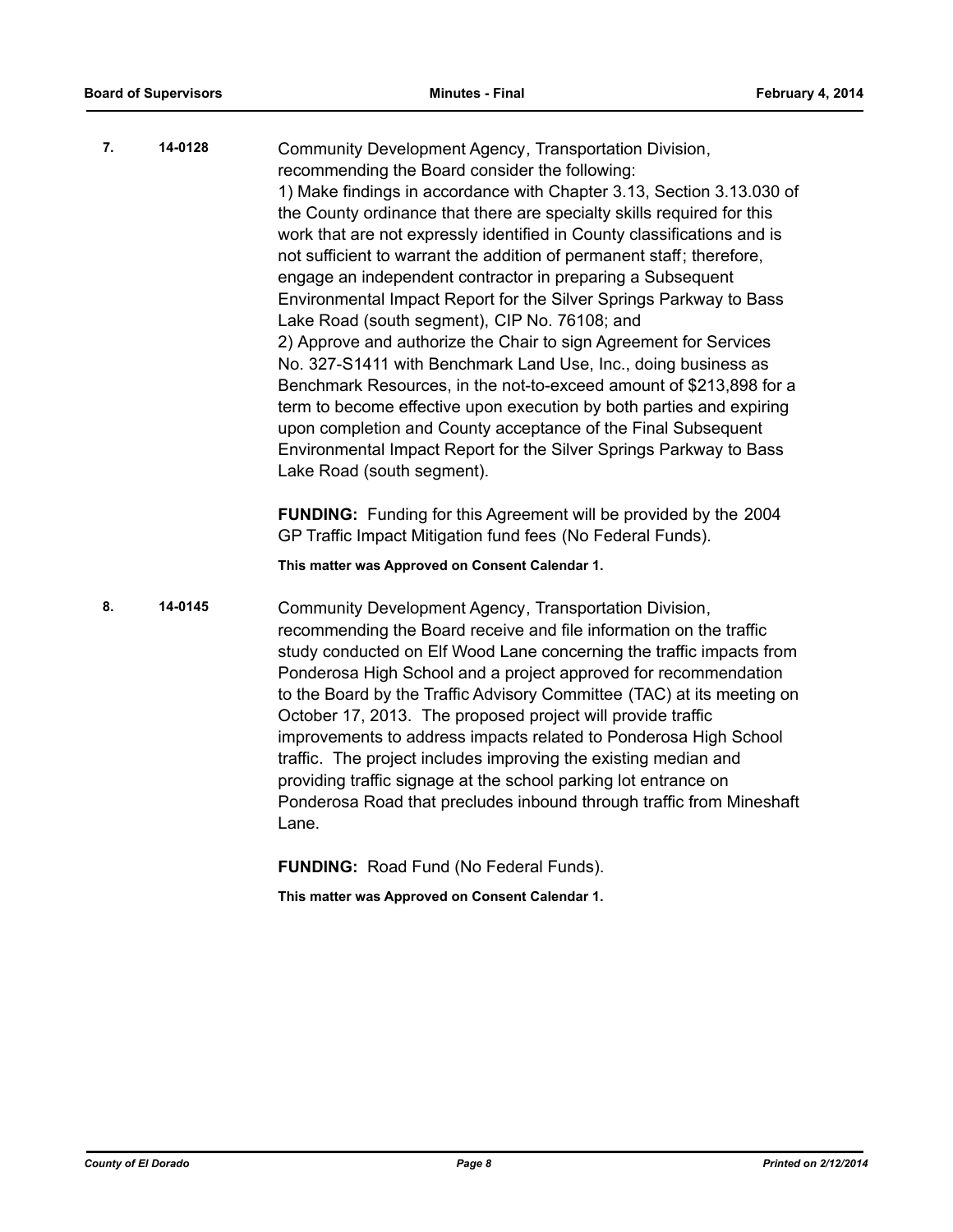**7.** **14-0128**

Community Development Agency, Transportation Division, recommending the Board consider the following:

1) Make findings in accordance with Chapter 3.13, Section 3.13.030 of the County ordinance that there are specialty skills required for this work that are not expressly identified in County classifications and is not sufficient to warrant the addition of permanent staff; therefore, engage an independent contractor in preparing a Subsequent Environmental Impact Report for the Silver Springs Parkway to Bass Lake Road (south segment), CIP No. 76108; and

2) Approve and authorize the Chair to sign Agreement for Services No. 327-S1411 with Benchmark Land Use, Inc., doing business as Benchmark Resources, in the not-to-exceed amount of $213,898 for a term to become effective upon execution by both parties and expiring upon completion and County acceptance of the Final Subsequent Environmental Impact Report for the Silver Springs Parkway to Bass Lake Road (south segment).

**FUNDING:** Funding for this Agreement will be provided by the 2004 GP Traffic Impact Mitigation fund fees (No Federal Funds).

**This matter was Approved on Consent Calendar 1.**

**8.** **14-0145**

Community Development Agency, Transportation Division, recommending the Board receive and file information on the traffic study conducted on Elf Wood Lane concerning the traffic impacts from Ponderosa High School and a project approved for recommendation to the Board by the Traffic Advisory Committee (TAC) at its meeting on October 17, 2013. The proposed project will provide traffic improvements to address impacts related to Ponderosa High School traffic. The project includes improving the existing median and providing traffic signage at the school parking lot entrance on Ponderosa Road that precludes inbound through traffic from Mineshaft Lane.

**FUNDING:** Road Fund (No Federal Funds).

**This matter was Approved on Consent Calendar 1.**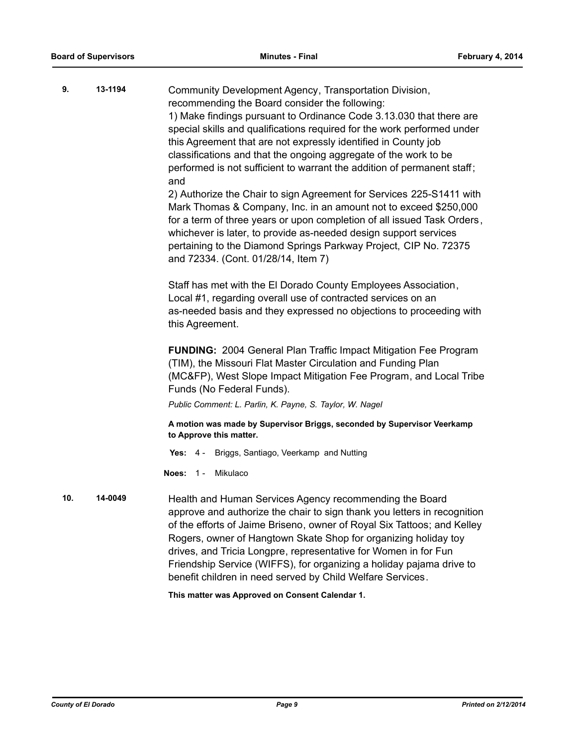**9. 13-1194**

Community Development Agency, Transportation Division, recommending the Board consider the following:
1) Make findings pursuant to Ordinance Code 3.13.030 that there are special skills and qualifications required for the work performed under this Agreement that are not expressly identified in County job classifications and that the ongoing aggregate of the work to be performed is not sufficient to warrant the addition of permanent staff; and
2) Authorize the Chair to sign Agreement for Services 225-S1411 with Mark Thomas & Company, Inc. in an amount not to exceed $250,000 for a term of three years or upon completion of all issued Task Orders, whichever is later, to provide as-needed design support services pertaining to the Diamond Springs Parkway Project, CIP No. 72375 and 72334. (Cont. 01/28/14, Item 7)

Staff has met with the El Dorado County Employees Association, Local #1, regarding overall use of contracted services on an as-needed basis and they expressed no objections to proceeding with this Agreement.

**FUNDING:** 2004 General Plan Traffic Impact Mitigation Fee Program (TIM), the Missouri Flat Master Circulation and Funding Plan (MC&FP), West Slope Impact Mitigation Fee Program, and Local Tribe Funds (No Federal Funds).

*Public Comment: L. Parlin, K. Payne, S. Taylor, W. Nagel*

**A motion was made by Supervisor Briggs, seconded by Supervisor Veerkamp to Approve this matter.**

**Yes:** 4 - Briggs, Santiago, Veerkamp and Nutting

**Noes:** 1 - Mikulaco

**10. 14-0049**

Health and Human Services Agency recommending the Board approve and authorize the chair to sign thank you letters in recognition of the efforts of Jaime Briseno, owner of Royal Six Tattoos; and Kelley Rogers, owner of Hangtown Skate Shop for organizing holiday toy drives, and Tricia Longpre, representative for Women in for Fun Friendship Service (WIFFS), for organizing a holiday pajama drive to benefit children in need served by Child Welfare Services.

**This matter was Approved on Consent Calendar 1.**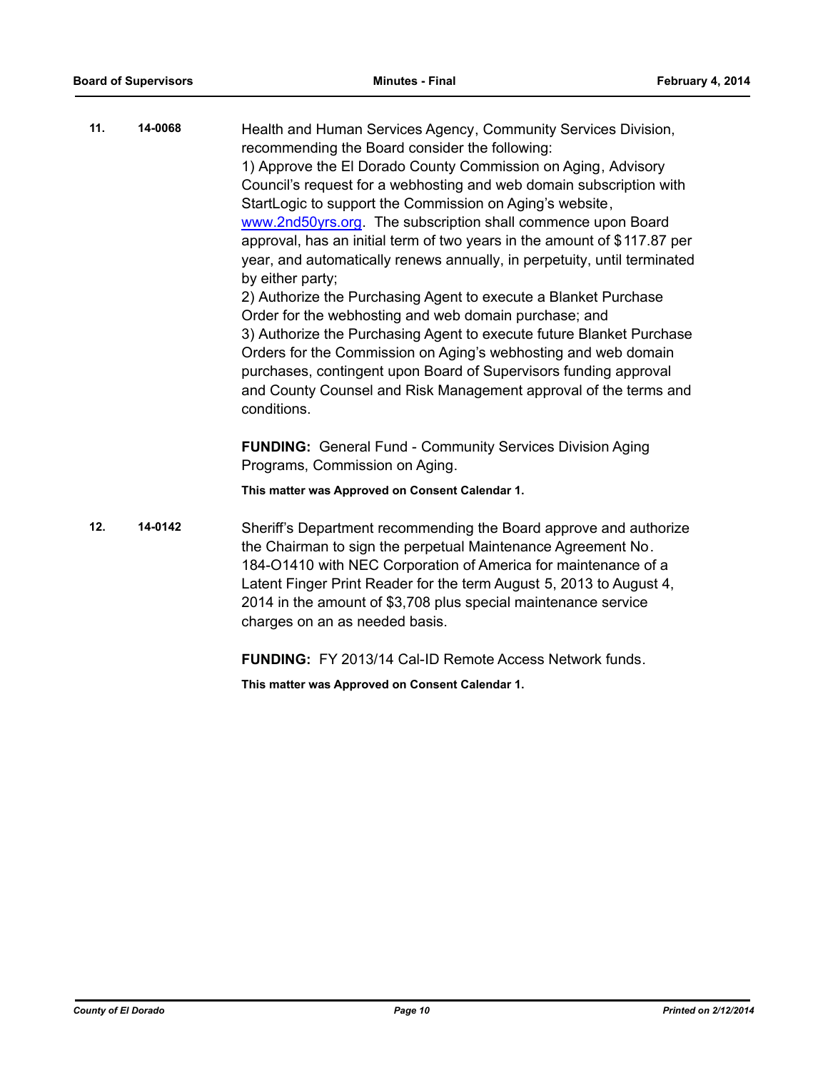**11.** **14-0068**

Health and Human Services Agency, Community Services Division, recommending the Board consider the following:

1) Approve the El Dorado County Commission on Aging, Advisory Council's request for a webhosting and web domain subscription with StartLogic to support the Commission on Aging's website, www.2nd50yrs.org. The subscription shall commence upon Board approval, has an initial term of two years in the amount of $117.87 per year, and automatically renews annually, in perpetuity, until terminated by either party;

2) Authorize the Purchasing Agent to execute a Blanket Purchase Order for the webhosting and web domain purchase; and

3) Authorize the Purchasing Agent to execute future Blanket Purchase Orders for the Commission on Aging's webhosting and web domain purchases, contingent upon Board of Supervisors funding approval and County Counsel and Risk Management approval of the terms and conditions.

**FUNDING:** General Fund - Community Services Division Aging Programs, Commission on Aging.

**This matter was Approved on Consent Calendar 1.**

**12.** **14-0142**

Sheriff's Department recommending the Board approve and authorize the Chairman to sign the perpetual Maintenance Agreement No. 184-O1410 with NEC Corporation of America for maintenance of a Latent Finger Print Reader for the term August 5, 2013 to August 4, 2014 in the amount of $3,708 plus special maintenance service charges on an as needed basis.

**FUNDING:** FY 2013/14 Cal-ID Remote Access Network funds.

**This matter was Approved on Consent Calendar 1.**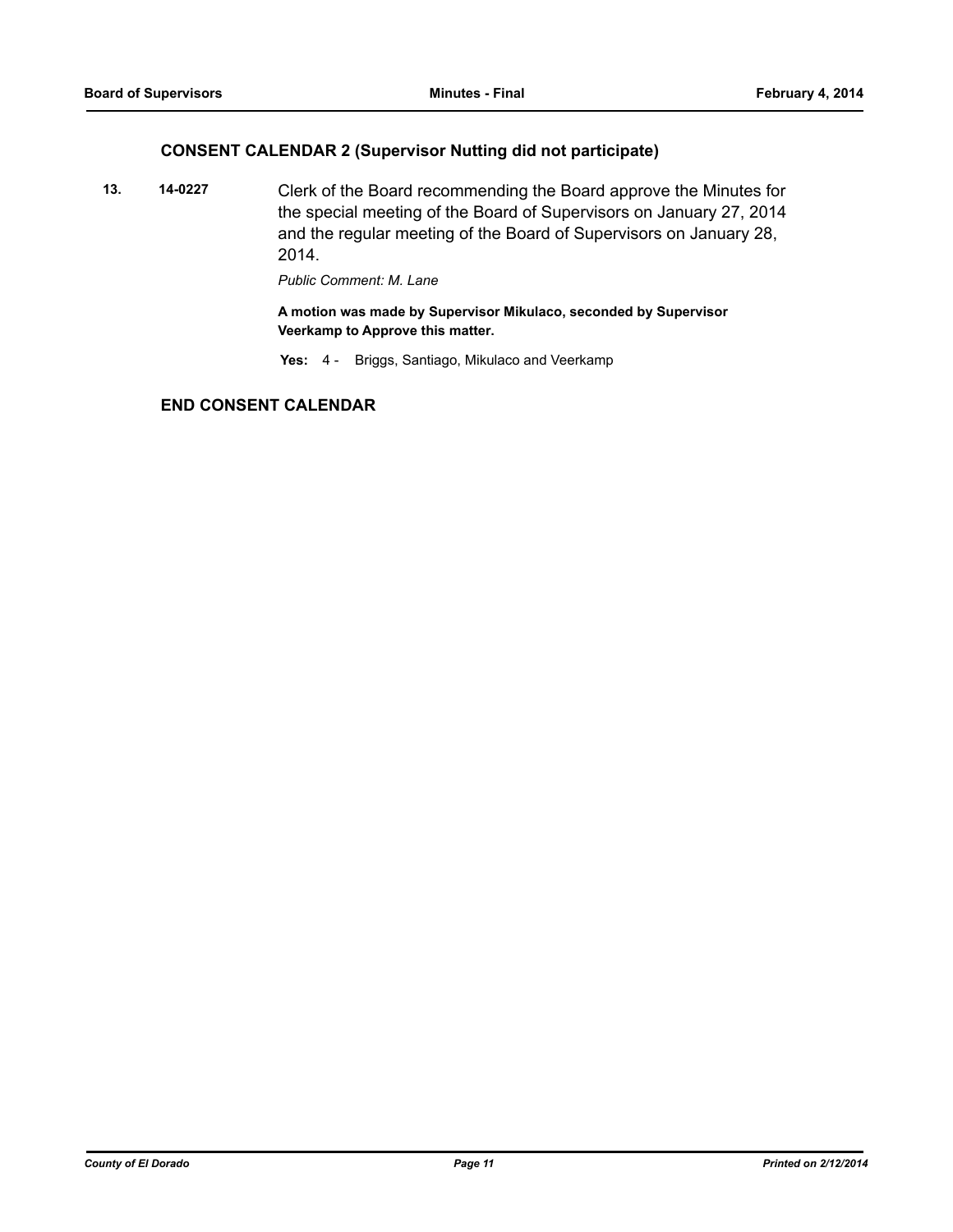## CONSENT CALENDAR 2 (Supervisor Nutting did not participate)

**13.** **14-0227** Clerk of the Board recommending the Board approve the Minutes for the special meeting of the Board of Supervisors on January 27, 2014 and the regular meeting of the Board of Supervisors on January 28, 2014.

*Public Comment: M. Lane*

**A motion was made by Supervisor Mikulaco, seconded by Supervisor Veerkamp to Approve this matter.**

**Yes:** 4 - Briggs, Santiago, Mikulaco and Veerkamp

## END CONSENT CALENDAR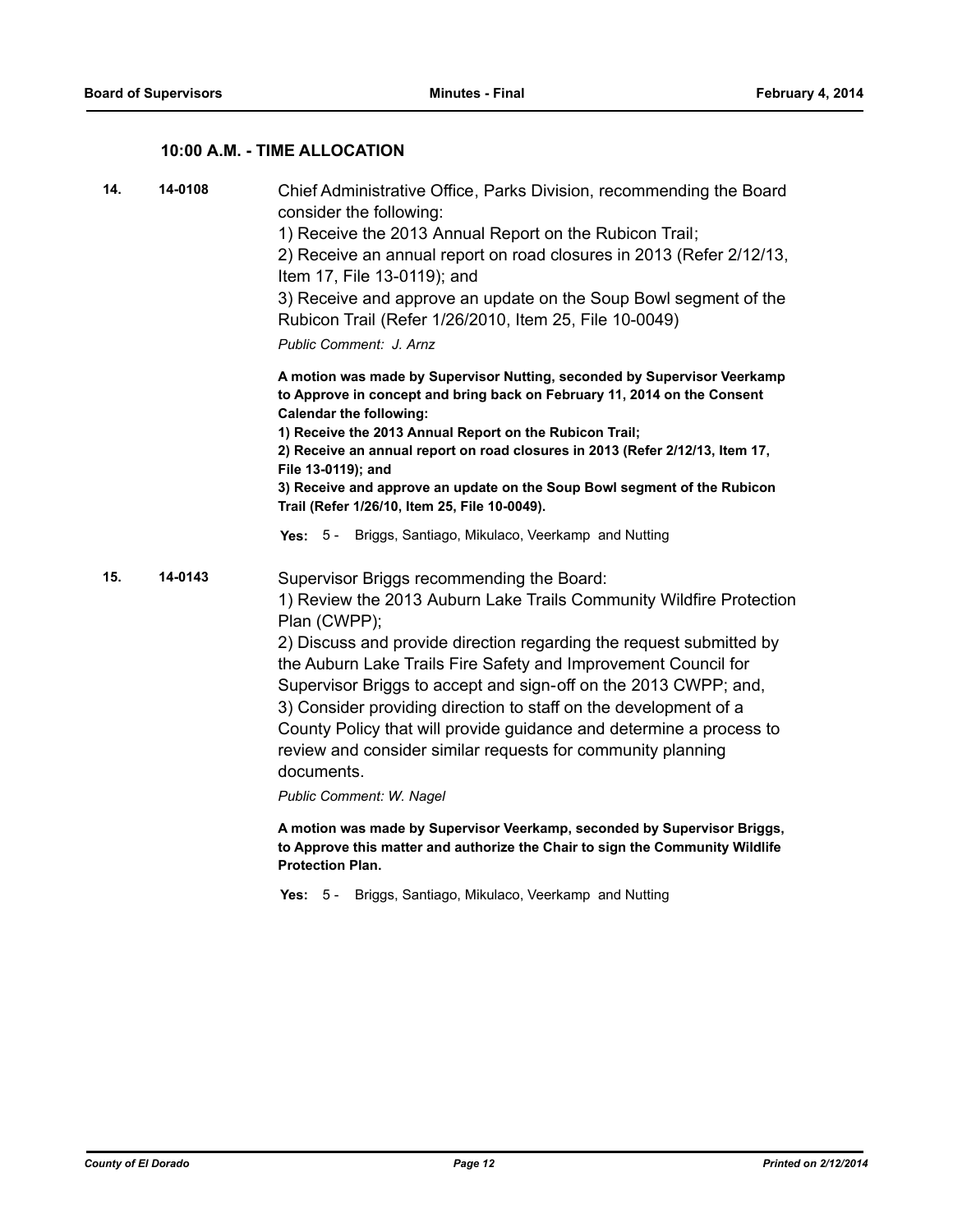### 10:00 A.M. - TIME ALLOCATION

**14.** **14-0108**

Chief Administrative Office, Parks Division, recommending the Board consider the following:
1) Receive the 2013 Annual Report on the Rubicon Trail;
2) Receive an annual report on road closures in 2013 (Refer 2/12/13, Item 17, File 13-0119); and
3) Receive and approve an update on the Soup Bowl segment of the Rubicon Trail (Refer 1/26/2010, Item 25, File 10-0049)

*Public Comment: J. Arnz*

**A motion was made by Supervisor Nutting, seconded by Supervisor Veerkamp to Approve in concept and bring back on February 11, 2014 on the Consent Calendar the following:**
**1) Receive the 2013 Annual Report on the Rubicon Trail;**
**2) Receive an annual report on road closures in 2013 (Refer 2/12/13, Item 17, File 13-0119); and**
**3) Receive and approve an update on the Soup Bowl segment of the Rubicon Trail (Refer 1/26/10, Item 25, File 10-0049).**

**Yes:** 5 - Briggs, Santiago, Mikulaco, Veerkamp and Nutting

**15.** **14-0143**

Supervisor Briggs recommending the Board:
1) Review the 2013 Auburn Lake Trails Community Wildfire Protection Plan (CWPP);
2) Discuss and provide direction regarding the request submitted by the Auburn Lake Trails Fire Safety and Improvement Council for Supervisor Briggs to accept and sign-off on the 2013 CWPP; and,
3) Consider providing direction to staff on the development of a County Policy that will provide guidance and determine a process to review and consider similar requests for community planning documents.

*Public Comment: W. Nagel*

**A motion was made by Supervisor Veerkamp, seconded by Supervisor Briggs, to Approve this matter and authorize the Chair to sign the Community Wildlife Protection Plan.**

**Yes:** 5 - Briggs, Santiago, Mikulaco, Veerkamp and Nutting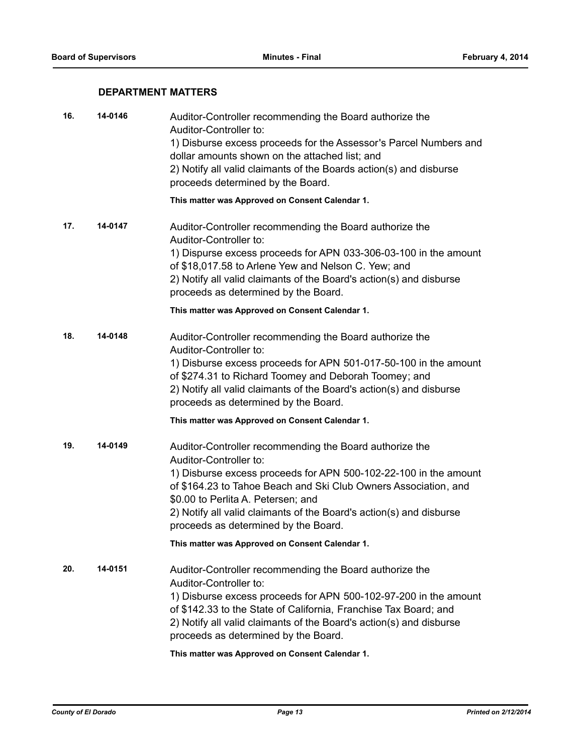## DEPARTMENT MATTERS

**16.** **14-0146** Auditor-Controller recommending the Board authorize the Auditor-Controller to:
1) Disburse excess proceeds for the Assessor's Parcel Numbers and dollar amounts shown on the attached list; and
2) Notify all valid claimants of the Boards action(s) and disburse proceeds determined by the Board.

**This matter was Approved on Consent Calendar 1.**

**17.** **14-0147** Auditor-Controller recommending the Board authorize the Auditor-Controller to:
1) Dispurse excess proceeds for APN 033-306-03-100 in the amount of $18,017.58 to Arlene Yew and Nelson C. Yew; and
2) Notify all valid claimants of the Board's action(s) and disburse proceeds as determined by the Board.

**This matter was Approved on Consent Calendar 1.**

**18.** **14-0148** Auditor-Controller recommending the Board authorize the Auditor-Controller to:
1) Disburse excess proceeds for APN 501-017-50-100 in the amount of $274.31 to Richard Toomey and Deborah Toomey; and
2) Notify all valid claimants of the Board's action(s) and disburse proceeds as determined by the Board.

**This matter was Approved on Consent Calendar 1.**

**19.** **14-0149** Auditor-Controller recommending the Board authorize the Auditor-Controller to:
1) Disburse excess proceeds for APN 500-102-22-100 in the amount of $164.23 to Tahoe Beach and Ski Club Owners Association, and $0.00 to Perlita A. Petersen; and
2) Notify all valid claimants of the Board's action(s) and disburse proceeds as determined by the Board.

**This matter was Approved on Consent Calendar 1.**

**20.** **14-0151** Auditor-Controller recommending the Board authorize the Auditor-Controller to:
1) Disburse excess proceeds for APN 500-102-97-200 in the amount of $142.33 to the State of California, Franchise Tax Board; and
2) Notify all valid claimants of the Board's action(s) and disburse proceeds as determined by the Board.

**This matter was Approved on Consent Calendar 1.**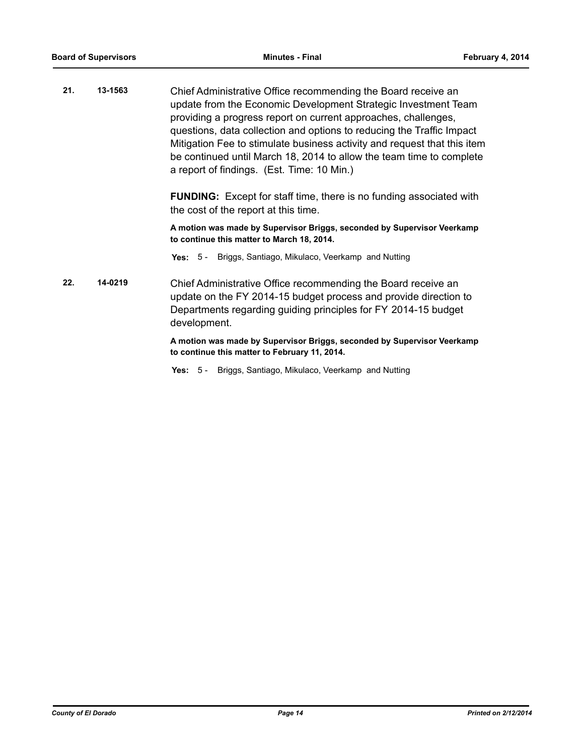**21.** **13-1563**

Chief Administrative Office recommending the Board receive an update from the Economic Development Strategic Investment Team providing a progress report on current approaches, challenges, questions, data collection and options to reducing the Traffic Impact Mitigation Fee to stimulate business activity and request that this item be continued until March 18, 2014 to allow the team time to complete a report of findings. (Est. Time: 10 Min.)

**FUNDING:** Except for staff time, there is no funding associated with the cost of the report at this time.

**A motion was made by Supervisor Briggs, seconded by Supervisor Veerkamp to continue this matter to March 18, 2014.**

**Yes:** 5 - Briggs, Santiago, Mikulaco, Veerkamp and Nutting

**22.** **14-0219**

Chief Administrative Office recommending the Board receive an update on the FY 2014-15 budget process and provide direction to Departments regarding guiding principles for FY 2014-15 budget development.

**A motion was made by Supervisor Briggs, seconded by Supervisor Veerkamp to continue this matter to February 11, 2014.**

**Yes:** 5 - Briggs, Santiago, Mikulaco, Veerkamp and Nutting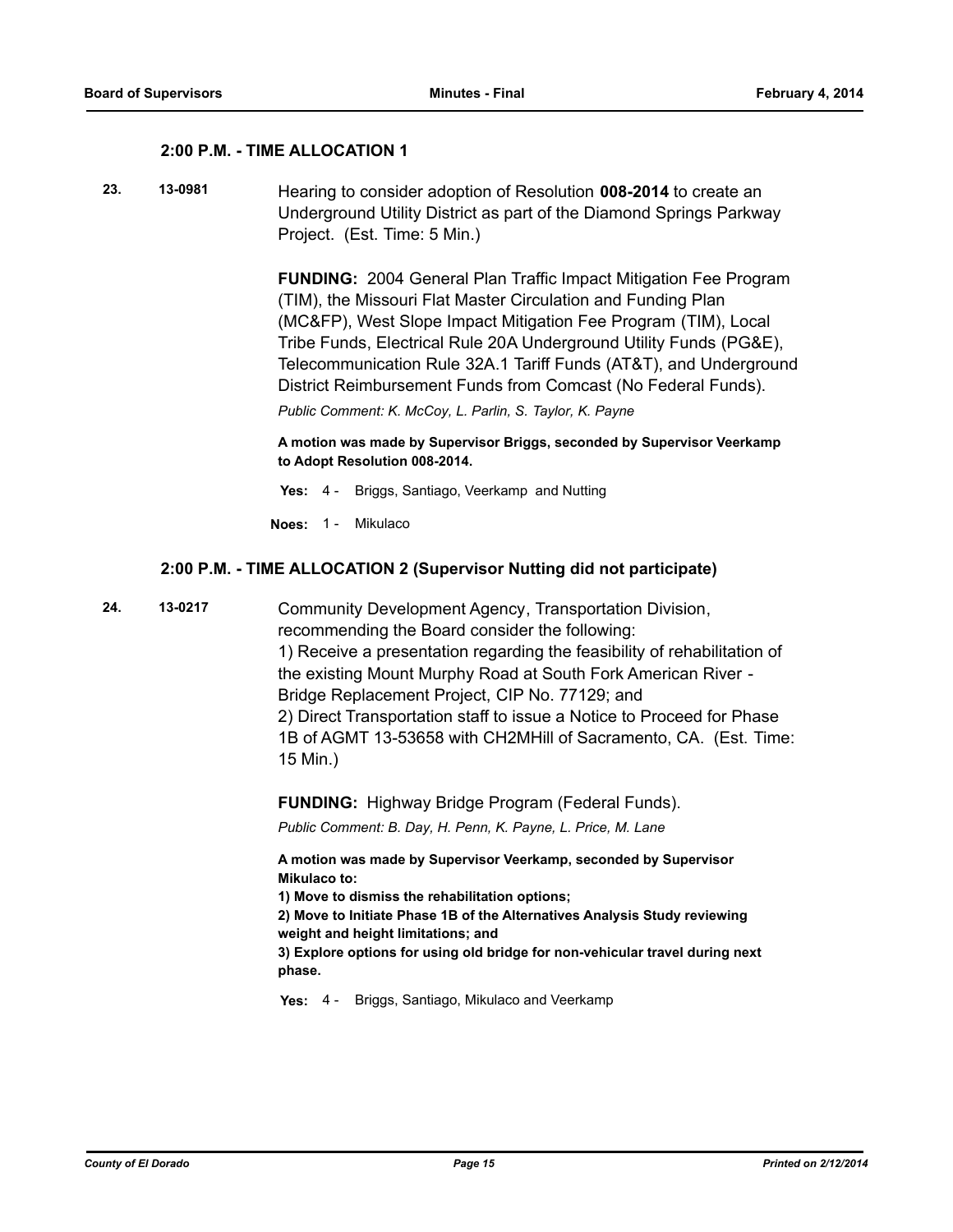### 2:00 P.M. - TIME ALLOCATION 1

**23.** **13-0981** Hearing to consider adoption of Resolution **008-2014** to create an Underground Utility District as part of the Diamond Springs Parkway Project. (Est. Time: 5 Min.)

**FUNDING:** 2004 General Plan Traffic Impact Mitigation Fee Program (TIM), the Missouri Flat Master Circulation and Funding Plan (MC&FP), West Slope Impact Mitigation Fee Program (TIM), Local Tribe Funds, Electrical Rule 20A Underground Utility Funds (PG&E), Telecommunication Rule 32A.1 Tariff Funds (AT&T), and Underground District Reimbursement Funds from Comcast (No Federal Funds).

*Public Comment: K. McCoy, L. Parlin, S. Taylor, K. Payne*

**A motion was made by Supervisor Briggs, seconded by Supervisor Veerkamp to Adopt Resolution 008-2014.**

**Yes:** 4 - Briggs, Santiago, Veerkamp and Nutting

**Noes:** 1 - Mikulaco

### 2:00 P.M. - TIME ALLOCATION 2 (Supervisor Nutting did not participate)

**24.** **13-0217** Community Development Agency, Transportation Division, recommending the Board consider the following:
1) Receive a presentation regarding the feasibility of rehabilitation of the existing Mount Murphy Road at South Fork American River - Bridge Replacement Project, CIP No. 77129; and
2) Direct Transportation staff to issue a Notice to Proceed for Phase 1B of AGMT 13-53658 with CH2MHill of Sacramento, CA. (Est. Time: 15 Min.)

**FUNDING:** Highway Bridge Program (Federal Funds).

*Public Comment: B. Day, H. Penn, K. Payne, L. Price, M. Lane*

**A motion was made by Supervisor Veerkamp, seconded by Supervisor Mikulaco to:**
**1) Move to dismiss the rehabilitation options;**
**2) Move to Initiate Phase 1B of the Alternatives Analysis Study reviewing weight and height limitations; and**
**3) Explore options for using old bridge for non-vehicular travel during next phase.**

**Yes:** 4 - Briggs, Santiago, Mikulaco and Veerkamp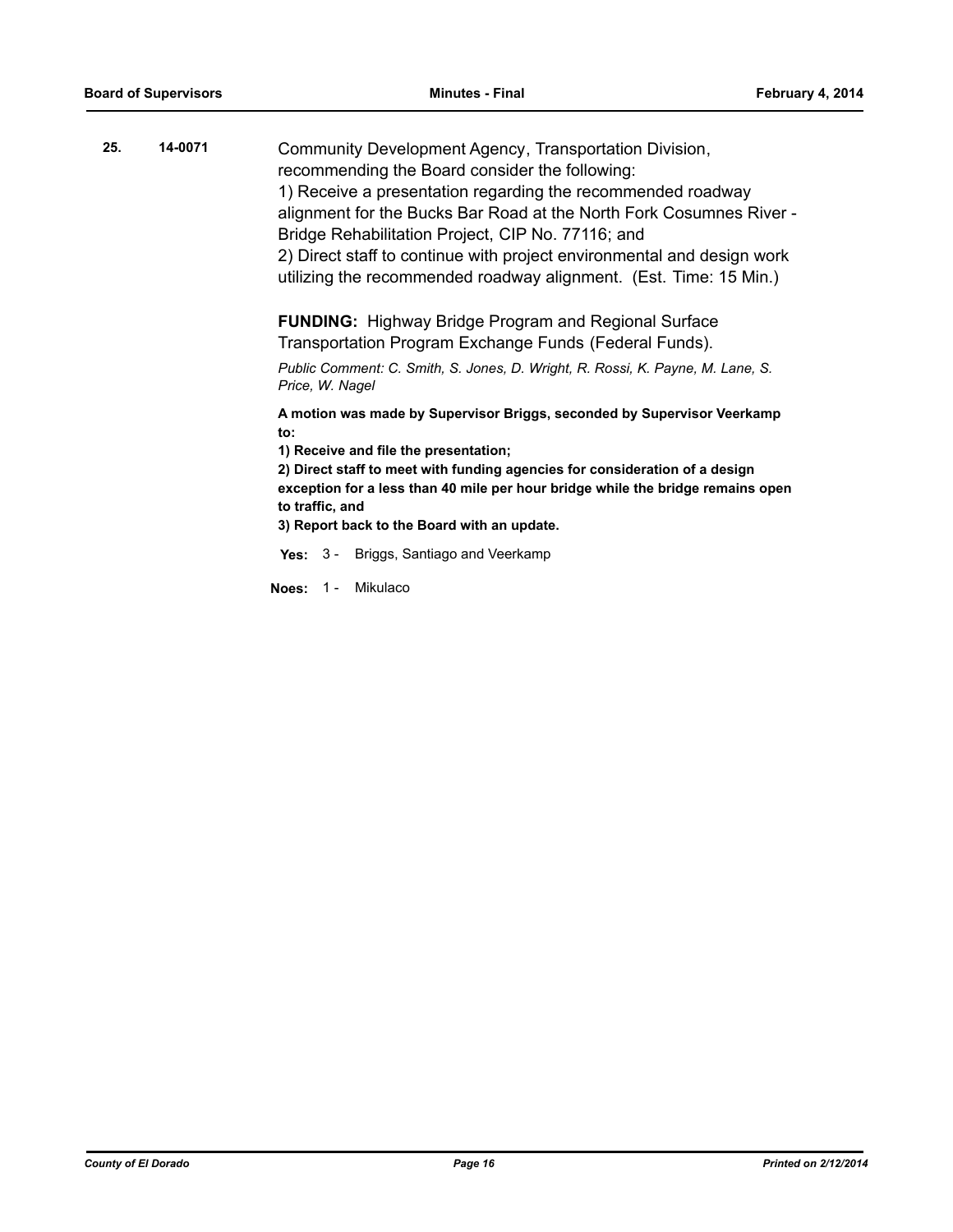**25.** **14-0071**

Community Development Agency, Transportation Division, recommending the Board consider the following:
1) Receive a presentation regarding the recommended roadway alignment for the Bucks Bar Road at the North Fork Cosumnes River - Bridge Rehabilitation Project, CIP No. 77116; and
2) Direct staff to continue with project environmental and design work utilizing the recommended roadway alignment. (Est. Time: 15 Min.)

**FUNDING:** Highway Bridge Program and Regional Surface Transportation Program Exchange Funds (Federal Funds).

*Public Comment: C. Smith, S. Jones, D. Wright, R. Rossi, K. Payne, M. Lane, S. Price, W. Nagel*

**A motion was made by Supervisor Briggs, seconded by Supervisor Veerkamp to:**
**1) Receive and file the presentation;**
**2) Direct staff to meet with funding agencies for consideration of a design exception for a less than 40 mile per hour bridge while the bridge remains open to traffic, and**
**3) Report back to the Board with an update.**

**Yes:** 3 - Briggs, Santiago and Veerkamp

**Noes:** 1 - Mikulaco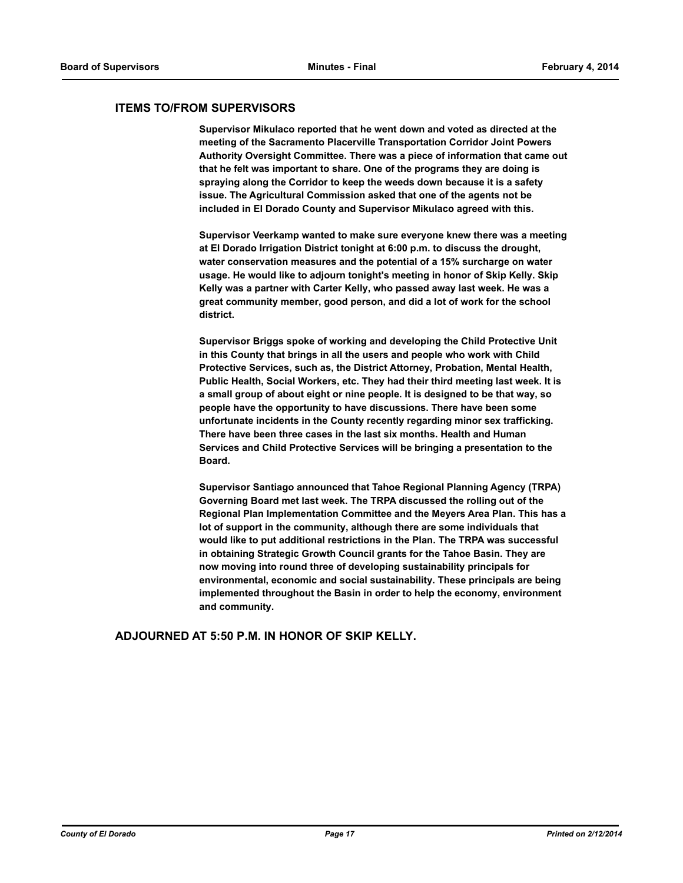## ITEMS TO/FROM SUPERVISORS

**Supervisor Mikulaco reported that he went down and voted as directed at the meeting of the Sacramento Placerville Transportation Corridor Joint Powers Authority Oversight Committee. There was a piece of information that came out that he felt was important to share. One of the programs they are doing is spraying along the Corridor to keep the weeds down because it is a safety issue. The Agricultural Commission asked that one of the agents not be included in El Dorado County and Supervisor Mikulaco agreed with this.**

**Supervisor Veerkamp wanted to make sure everyone knew there was a meeting at El Dorado Irrigation District tonight at 6:00 p.m. to discuss the drought, water conservation measures and the potential of a 15% surcharge on water usage. He would like to adjourn tonight's meeting in honor of Skip Kelly. Skip Kelly was a partner with Carter Kelly, who passed away last week. He was a great community member, good person, and did a lot of work for the school district.**

**Supervisor Briggs spoke of working and developing the Child Protective Unit in this County that brings in all the users and people who work with Child Protective Services, such as, the District Attorney, Probation, Mental Health, Public Health, Social Workers, etc. They had their third meeting last week. It is a small group of about eight or nine people. It is designed to be that way, so people have the opportunity to have discussions. There have been some unfortunate incidents in the County recently regarding minor sex trafficking. There have been three cases in the last six months. Health and Human Services and Child Protective Services will be bringing a presentation to the Board.**

**Supervisor Santiago announced that Tahoe Regional Planning Agency (TRPA) Governing Board met last week. The TRPA discussed the rolling out of the Regional Plan Implementation Committee and the Meyers Area Plan. This has a lot of support in the community, although there are some individuals that would like to put additional restrictions in the Plan. The TRPA was successful in obtaining Strategic Growth Council grants for the Tahoe Basin. They are now moving into round three of developing sustainability principals for environmental, economic and social sustainability. These principals are being implemented throughout the Basin in order to help the economy, environment and community.**

## ADJOURNED AT 5:50 P.M. IN HONOR OF SKIP KELLY.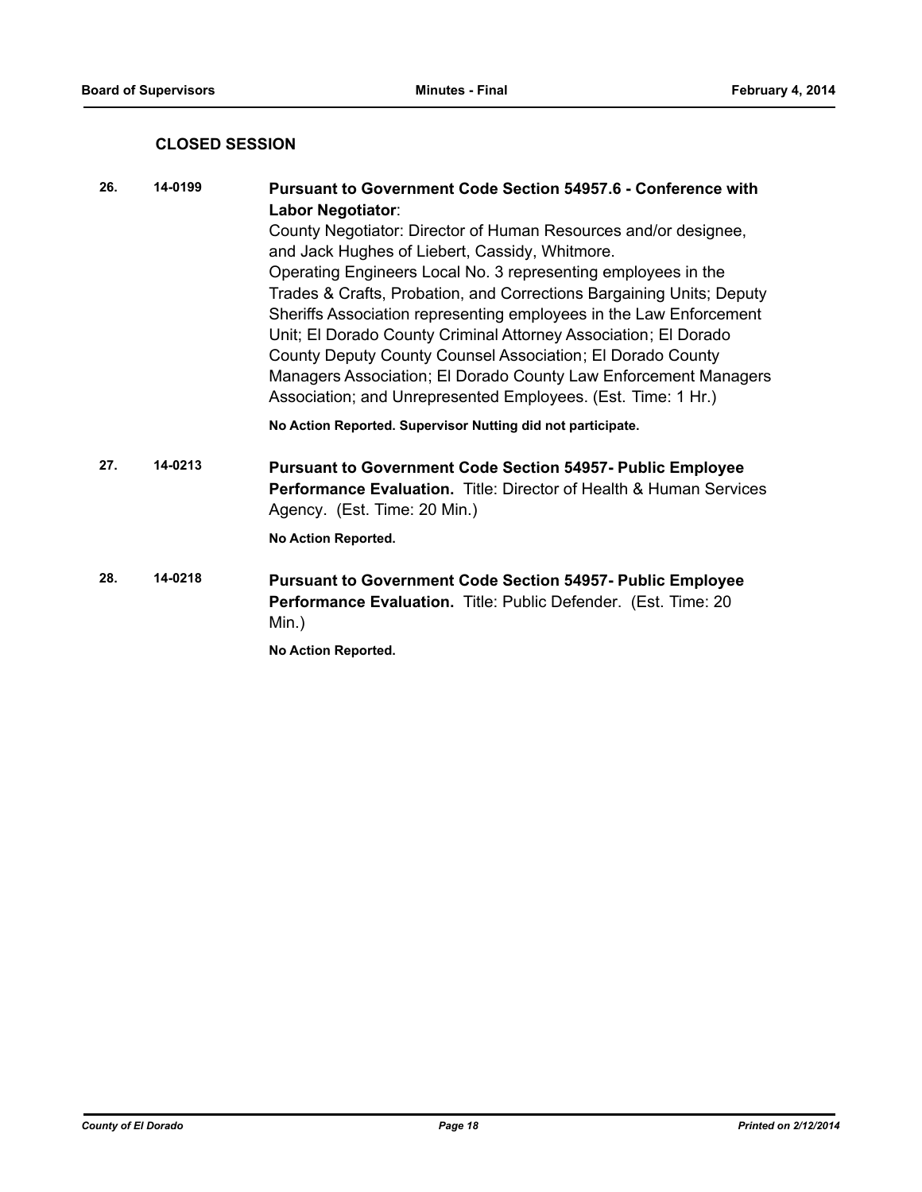## CLOSED SESSION

**26.** **14-0199** **Pursuant to Government Code Section 54957.6 - Conference with Labor Negotiator**:

County Negotiator: Director of Human Resources and/or designee, and Jack Hughes of Liebert, Cassidy, Whitmore.

Operating Engineers Local No. 3 representing employees in the Trades & Crafts, Probation, and Corrections Bargaining Units; Deputy Sheriffs Association representing employees in the Law Enforcement Unit; El Dorado County Criminal Attorney Association; El Dorado County Deputy County Counsel Association; El Dorado County Managers Association; El Dorado County Law Enforcement Managers Association; and Unrepresented Employees. (Est. Time: 1 Hr.)

**No Action Reported. Supervisor Nutting did not participate.**

**27.** **14-0213** **Pursuant to Government Code Section 54957- Public Employee Performance Evaluation.** Title: Director of Health & Human Services Agency. (Est. Time: 20 Min.)

**No Action Reported.**

**28.** **14-0218** **Pursuant to Government Code Section 54957- Public Employee Performance Evaluation.** Title: Public Defender. (Est. Time: 20 Min.)

**No Action Reported.**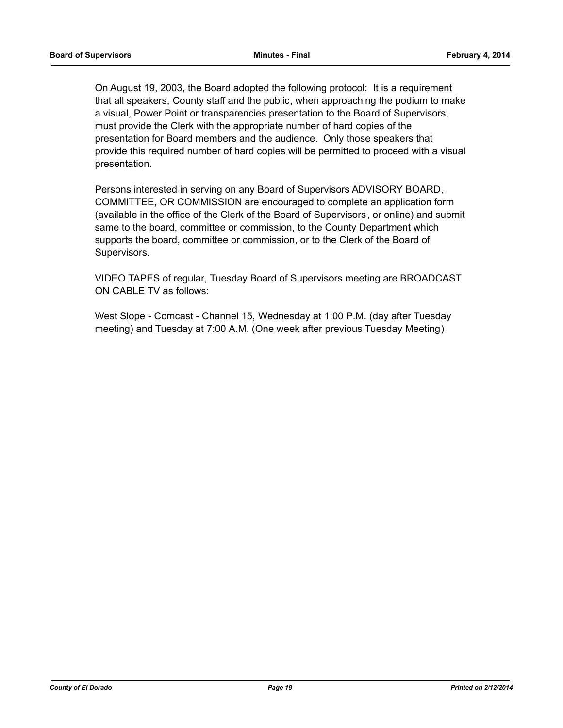On August 19, 2003, the Board adopted the following protocol: It is a requirement that all speakers, County staff and the public, when approaching the podium to make a visual, Power Point or transparencies presentation to the Board of Supervisors, must provide the Clerk with the appropriate number of hard copies of the presentation for Board members and the audience. Only those speakers that provide this required number of hard copies will be permitted to proceed with a visual presentation.

Persons interested in serving on any Board of Supervisors ADVISORY BOARD, COMMITTEE, OR COMMISSION are encouraged to complete an application form (available in the office of the Clerk of the Board of Supervisors, or online) and submit same to the board, committee or commission, to the County Department which supports the board, committee or commission, or to the Clerk of the Board of Supervisors.

VIDEO TAPES of regular, Tuesday Board of Supervisors meeting are BROADCAST ON CABLE TV as follows:

West Slope - Comcast - Channel 15, Wednesday at 1:00 P.M. (day after Tuesday meeting) and Tuesday at 7:00 A.M. (One week after previous Tuesday Meeting)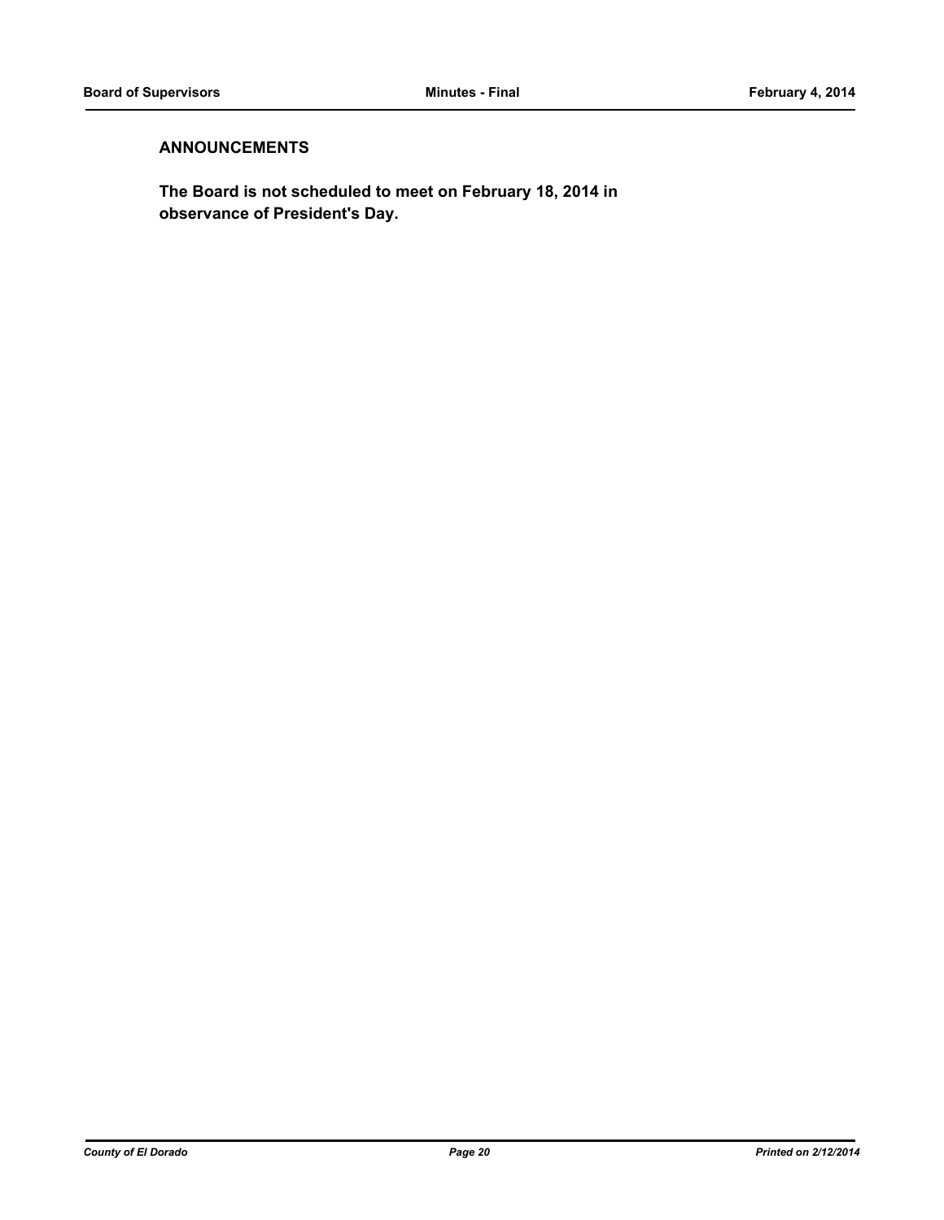## ANNOUNCEMENTS

**The Board is not scheduled to meet on February 18, 2014 in observance of President's Day.**